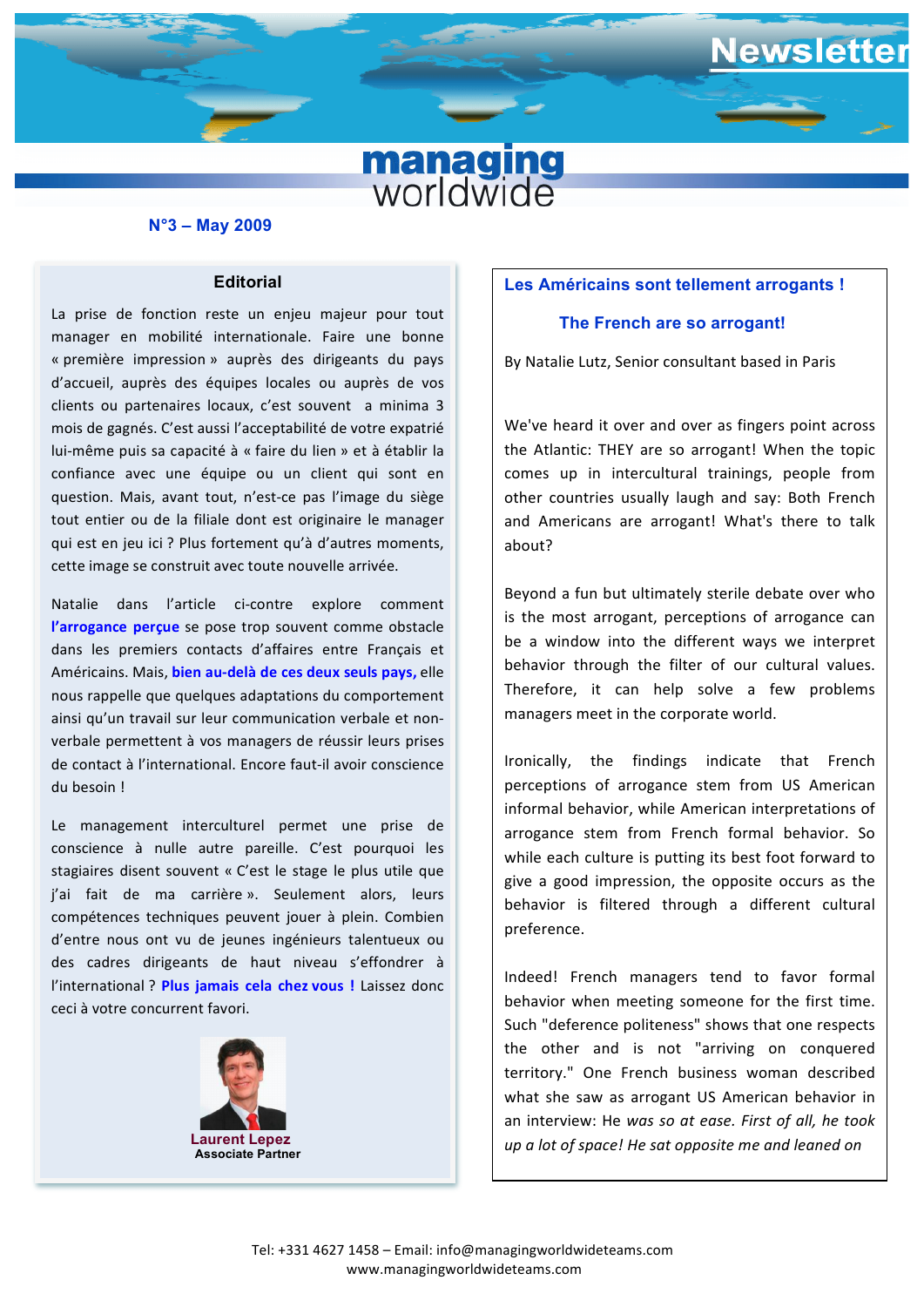# managing worldwide — Newsletter

N°3 – May 2009

## Editorial

La prise de fonction reste un enjeu majeur pour tout manager en mobilité internationale. Faire une bonne « première impression » auprès des dirigeants du pays d'accueil, auprès des équipes locales ou auprès de vos clients ou partenaires locaux, c'est souvent a minima 3 mois de gagnés. C'est aussi l'acceptabilité de votre expatrié lui-même puis sa capacité à « faire du lien » et à établir la confiance avec une équipe ou un client qui sont en question. Mais, avant tout, n'est-ce pas l'image du siège tout entier ou de la filiale dont est originaire le manager qui est en jeu ici ? Plus fortement qu'à d'autres moments, cette image se construit avec toute nouvelle arrivée.

Natalie dans l'article ci-contre explore comment **l'arrogance perçue** se pose trop souvent comme obstacle dans les premiers contacts d'affaires entre Français et Américains. Mais, **bien au-delà de ces deux seuls pays,** elle nous rappelle que quelques adaptations du comportement ainsi qu'un travail sur leur communication verbale et non-verbale permettent à vos managers de réussir leurs prises de contact à l'international. Encore faut-il avoir conscience du besoin !

Le management interculturel permet une prise de conscience à nulle autre pareille. C'est pourquoi les stagiaires disent souvent « C'est le stage le plus utile que j'ai fait de ma carrière ». Seulement alors, leurs compétences techniques peuvent jouer à plein. Combien d'entre nous ont vu de jeunes ingénieurs talentueux ou des cadres dirigeants de haut niveau s'effondrer à l'international ? **Plus jamais cela chez vous !** Laissez donc ceci à votre concurrent favori.

**Laurent Lepez**
**Associate Partner**

## Les Américains sont tellement arrogants !

## The French are so arrogant!

By Natalie Lutz, Senior consultant based in Paris

We've heard it over and over as fingers point across the Atlantic: THEY are so arrogant! When the topic comes up in intercultural trainings, people from other countries usually laugh and say: Both French and Americans are arrogant! What's there to talk about?

Beyond a fun but ultimately sterile debate over who is the most arrogant, perceptions of arrogance can be a window into the different ways we interpret behavior through the filter of our cultural values. Therefore, it can help solve a few problems managers meet in the corporate world.

Ironically, the findings indicate that French perceptions of arrogance stem from US American informal behavior, while American interpretations of arrogance stem from French formal behavior. So while each culture is putting its best foot forward to give a good impression, the opposite occurs as the behavior is filtered through a different cultural preference.

Indeed! French managers tend to favor formal behavior when meeting someone for the first time. Such "deference politeness" shows that one respects the other and is not "arriving on conquered territory." One French business woman described what she saw as arrogant US American behavior in an interview: He *was so at ease. First of all, he took up a lot of space! He sat opposite me and leaned on*

Tel: +331 4627 1458 – Email: info@managingworldwideteams.com
www.managingworldwideteams.com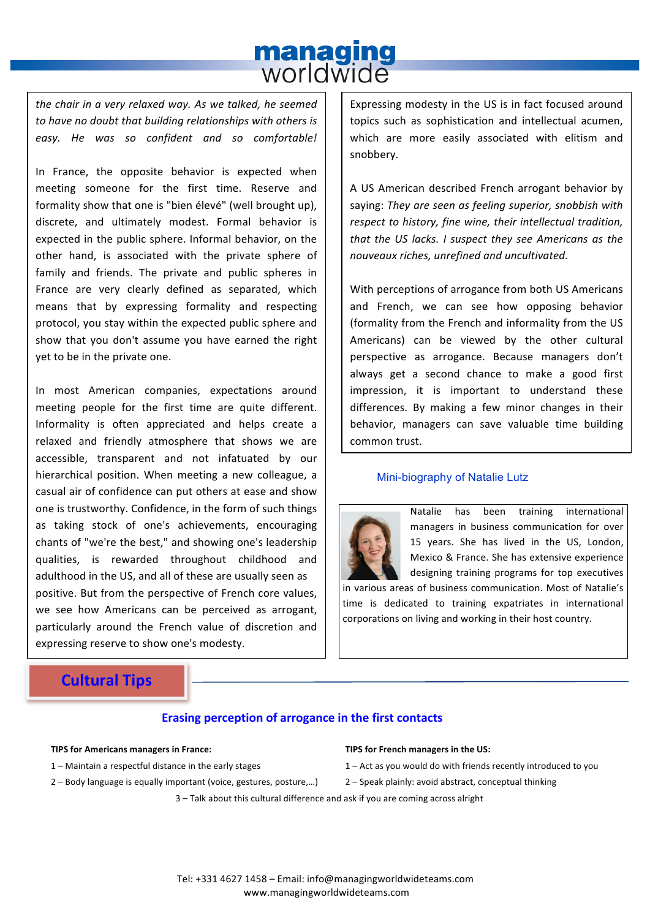*the chair in a very relaxed way. As we talked, he seemed to have no doubt that building relationships with others is easy. He was so confident and so comfortable!*

In France, the opposite behavior is expected when meeting someone for the first time. Reserve and formality show that one is "bien élevé" (well brought up), discrete, and ultimately modest. Formal behavior is expected in the public sphere. Informal behavior, on the other hand, is associated with the private sphere of family and friends. The private and public spheres in France are very clearly defined as separated, which means that by expressing formality and respecting protocol, you stay within the expected public sphere and show that you don't assume you have earned the right yet to be in the private one.

In most American companies, expectations around meeting people for the first time are quite different. Informality is often appreciated and helps create a relaxed and friendly atmosphere that shows we are accessible, transparent and not infatuated by our hierarchical position. When meeting a new colleague, a casual air of confidence can put others at ease and show one is trustworthy. Confidence, in the form of such things as taking stock of one's achievements, encouraging chants of "we're the best," and showing one's leadership qualities, is rewarded throughout childhood and adulthood in the US, and all of these are usually seen as positive. But from the perspective of French core values, we see how Americans can be perceived as arrogant, particularly around the French value of discretion and expressing reserve to show one's modesty.

Expressing modesty in the US is in fact focused around topics such as sophistication and intellectual acumen, which are more easily associated with elitism and snobbery.

A US American described French arrogant behavior by saying: *They are seen as feeling superior, snobbish with respect to history, fine wine, their intellectual tradition, that the US lacks. I suspect they see Americans as the nouveaux riches, unrefined and uncultivated.*

With perceptions of arrogance from both US Americans and French, we can see how opposing behavior (formality from the French and informality from the US Americans) can be viewed by the other cultural perspective as arrogance. Because managers don't always get a second chance to make a good first impression, it is important to understand these differences. By making a few minor changes in their behavior, managers can save valuable time building common trust.

### Mini-biography of Natalie Lutz

Natalie has been training international managers in business communication for over 15 years. She has lived in the US, London, Mexico & France. She has extensive experience designing training programs for top executives in various areas of business communication. Most of Natalie's time is dedicated to training expatriates in international corporations on living and working in their host country.

## Cultural Tips

### Erasing perception of arrogance in the first contacts

**TIPS for Americans managers in France:**

1 – Maintain a respectful distance in the early stages

2 – Body language is equally important (voice, gestures, posture,…)

**TIPS for French managers in the US:**

1 – Act as you would do with friends recently introduced to you

2 – Speak plainly: avoid abstract, conceptual thinking

3 – Talk about this cultural difference and ask if you are coming across alright

Tel: +331 4627 1458 – Email: info@managingworldwideteams.com
www.managingworldwideteams.com